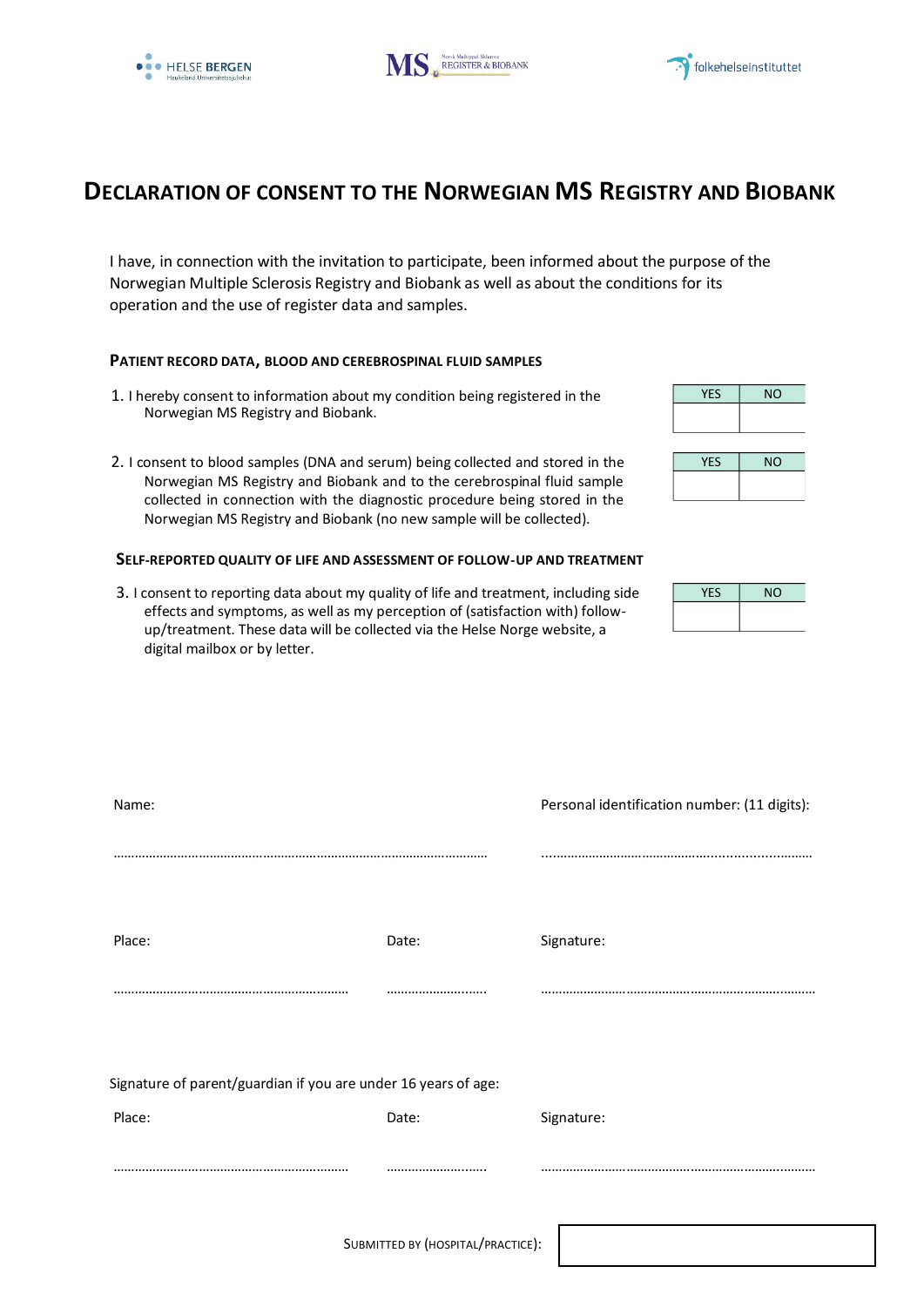# DECLARATION OF CONSENT TO THE NORWEGIAN MS REGISTRY AND BIOBANK

I have, in connection with the invitation to participate, been informed about the purpose of the Norwegian Multiple Sclerosis Registry and Biobank as well as about the conditions for its operation and the use of register data and samples.

### PATIENT RECORD DATA, BLOOD AND CEREBROSPINAL FLUID SAMPLES

1. I hereby consent to information about my condition being registered in the Norwegian MS Registry and Biobank.

| YES | NO |
|---|---|
| | |

2. I consent to blood samples (DNA and serum) being collected and stored in the Norwegian MS Registry and Biobank and to the cerebrospinal fluid sample collected in connection with the diagnostic procedure being stored in the Norwegian MS Registry and Biobank (no new sample will be collected).

| YES | NO |
|---|---|
| | |

### SELF-REPORTED QUALITY OF LIFE AND ASSESSMENT OF FOLLOW-UP AND TREATMENT

3. I consent to reporting data about my quality of life and treatment, including side effects and symptoms, as well as my perception of (satisfaction with) follow-up/treatment. These data will be collected via the Helse Norge website, a digital mailbox or by letter.

| YES | NO |
|---|---|
| | |

Name: ……………………………………………………………

Personal identification number: (11 digits): ……………………………………

Place: ……………………………… Date: ……………… Signature: ……………………………………

Signature of parent/guardian if you are under 16 years of age:

Place: ……………………………… Date: ……………… Signature: ……………………………………

SUBMITTED BY (HOSPITAL/PRACTICE):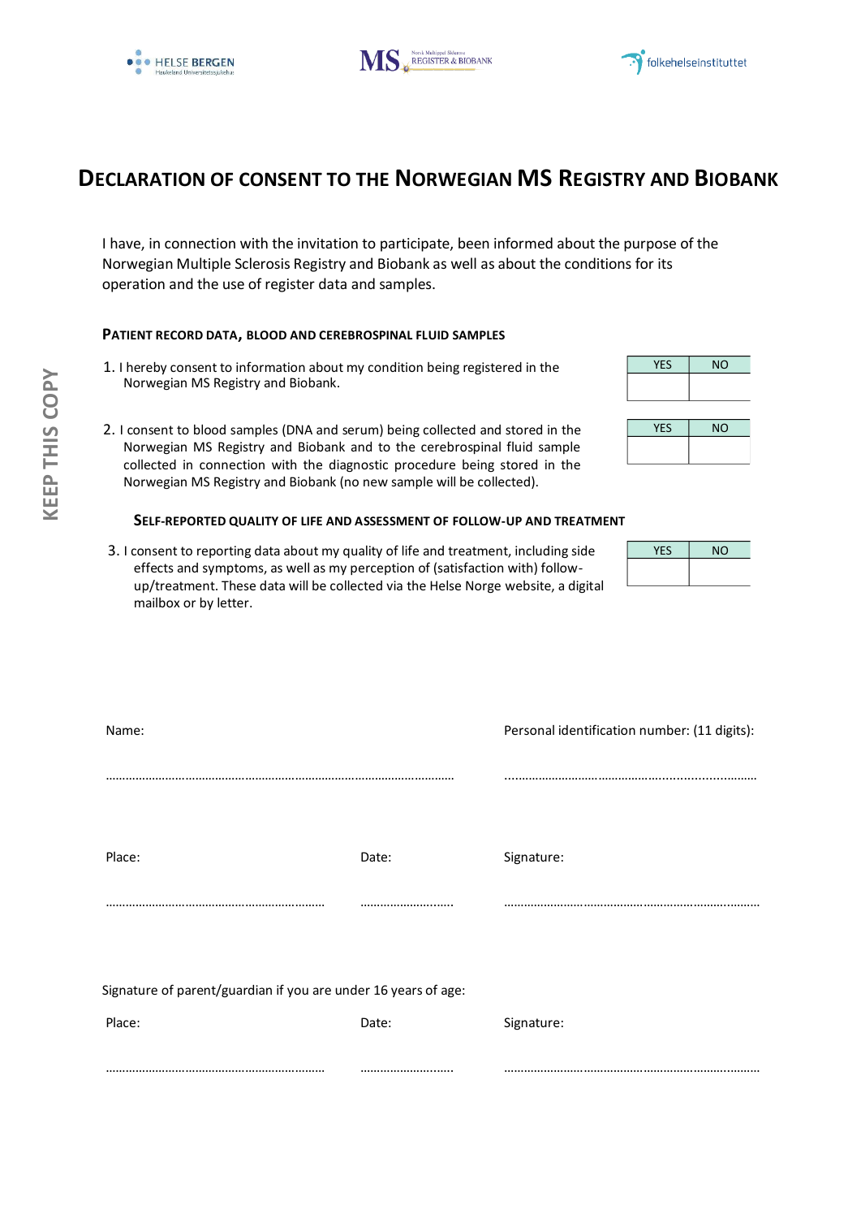# Declaration of consent to the Norwegian MS Registry and Biobank

KEEP THIS COPY

I have, in connection with the invitation to participate, been informed about the purpose of the Norwegian Multiple Sclerosis Registry and Biobank as well as about the conditions for its operation and the use of register data and samples.

### Patient record data, blood and cerebrospinal fluid samples

1. I hereby consent to information about my condition being registered in the Norwegian MS Registry and Biobank.

| YES | NO |
|---|---|
| | |

2. I consent to blood samples (DNA and serum) being collected and stored in the Norwegian MS Registry and Biobank and to the cerebrospinal fluid sample collected in connection with the diagnostic procedure being stored in the Norwegian MS Registry and Biobank (no new sample will be collected).

| YES | NO |
|---|---|
| | |

### Self-reported quality of life and assessment of follow-up and treatment

3. I consent to reporting data about my quality of life and treatment, including side effects and symptoms, as well as my perception of (satisfaction with) follow-up/treatment. These data will be collected via the Helse Norge website, a digital mailbox or by letter.

| YES | NO |
|---|---|
| | |

Name: ……………………………………………………………

Personal identification number: (11 digits): ……………………………………

Place: ………………………………… Date: ……………… Signature: ……………………………………

Signature of parent/guardian if you are under 16 years of age:

Place: ………………………………… Date: ……………… Signature: ……………………………………